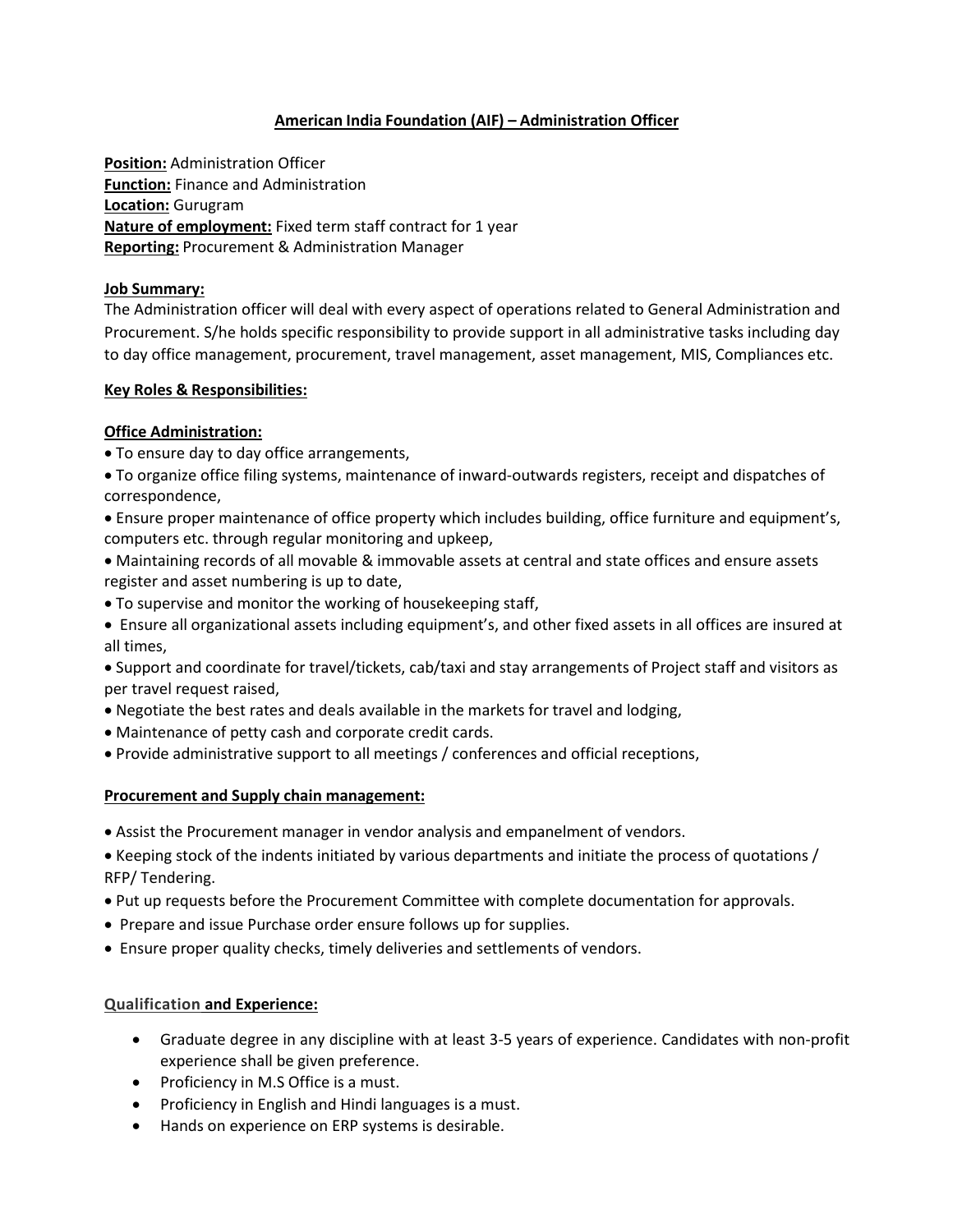# American India Foundation (AIF) – Administration Officer

**Position:** Administration Officer
**Function:** Finance and Administration
**Location:** Gurugram
**Nature of employment:** Fixed term staff contract for 1 year
**Reporting:** Procurement & Administration Manager

## Job Summary:

The Administration officer will deal with every aspect of operations related to General Administration and Procurement. S/he holds specific responsibility to provide support in all administrative tasks including day to day office management, procurement, travel management, asset management, MIS, Compliances etc.

## Key Roles & Responsibilities:

### Office Administration:

- To ensure day to day office arrangements,
- To organize office filing systems, maintenance of inward-outwards registers, receipt and dispatches of correspondence,
- Ensure proper maintenance of office property which includes building, office furniture and equipment's, computers etc. through regular monitoring and upkeep,
- Maintaining records of all movable & immovable assets at central and state offices and ensure assets register and asset numbering is up to date,
- To supervise and monitor the working of housekeeping staff,
- Ensure all organizational assets including equipment's, and other fixed assets in all offices are insured at all times,
- Support and coordinate for travel/tickets, cab/taxi and stay arrangements of Project staff and visitors as per travel request raised,
- Negotiate the best rates and deals available in the markets for travel and lodging,
- Maintenance of petty cash and corporate credit cards.
- Provide administrative support to all meetings / conferences and official receptions,

### Procurement and Supply chain management:

- Assist the Procurement manager in vendor analysis and empanelment of vendors.
- Keeping stock of the indents initiated by various departments and initiate the process of quotations / RFP/ Tendering.
- Put up requests before the Procurement Committee with complete documentation for approvals.
- Prepare and issue Purchase order ensure follows up for supplies.
- Ensure proper quality checks, timely deliveries and settlements of vendors.

### Qualification and Experience:

- Graduate degree in any discipline with at least 3-5 years of experience. Candidates with non-profit experience shall be given preference.
- Proficiency in M.S Office is a must.
- Proficiency in English and Hindi languages is a must.
- Hands on experience on ERP systems is desirable.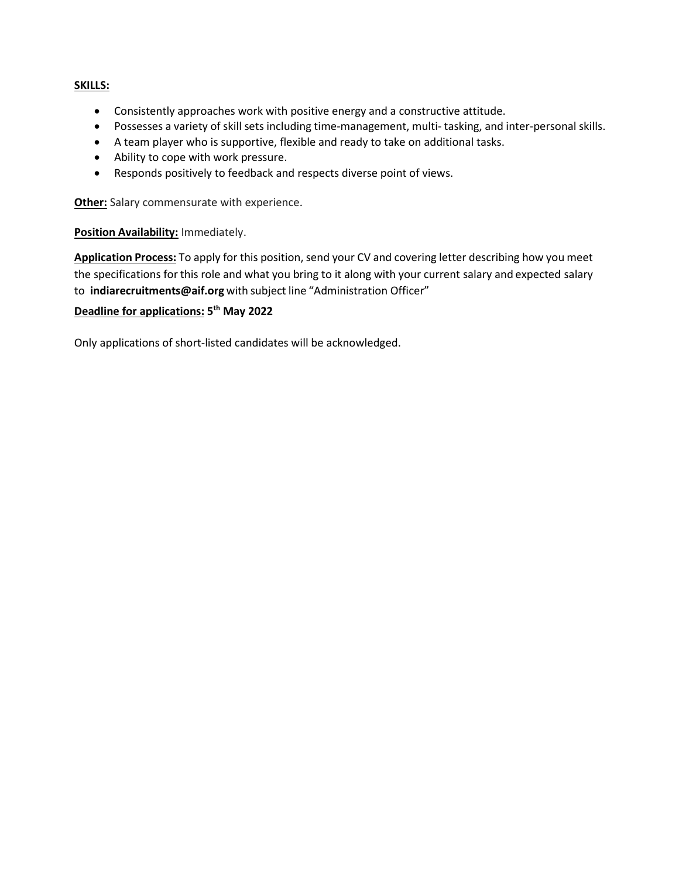**SKILLS:**

- Consistently approaches work with positive energy and a constructive attitude.
- Possesses a variety of skill sets including time-management, multi- tasking, and inter-personal skills.
- A team player who is supportive, flexible and ready to take on additional tasks.
- Ability to cope with work pressure.
- Responds positively to feedback and respects diverse point of views.

**Other:** Salary commensurate with experience.

**Position Availability:** Immediately.

**Application Process:** To apply for this position, send your CV and covering letter describing how you meet the specifications for this role and what you bring to it along with your current salary and expected salary to **indiarecruitments@aif.org** with subject line "Administration Officer"

**Deadline for applications: 5th May 2022**

Only applications of short-listed candidates will be acknowledged.